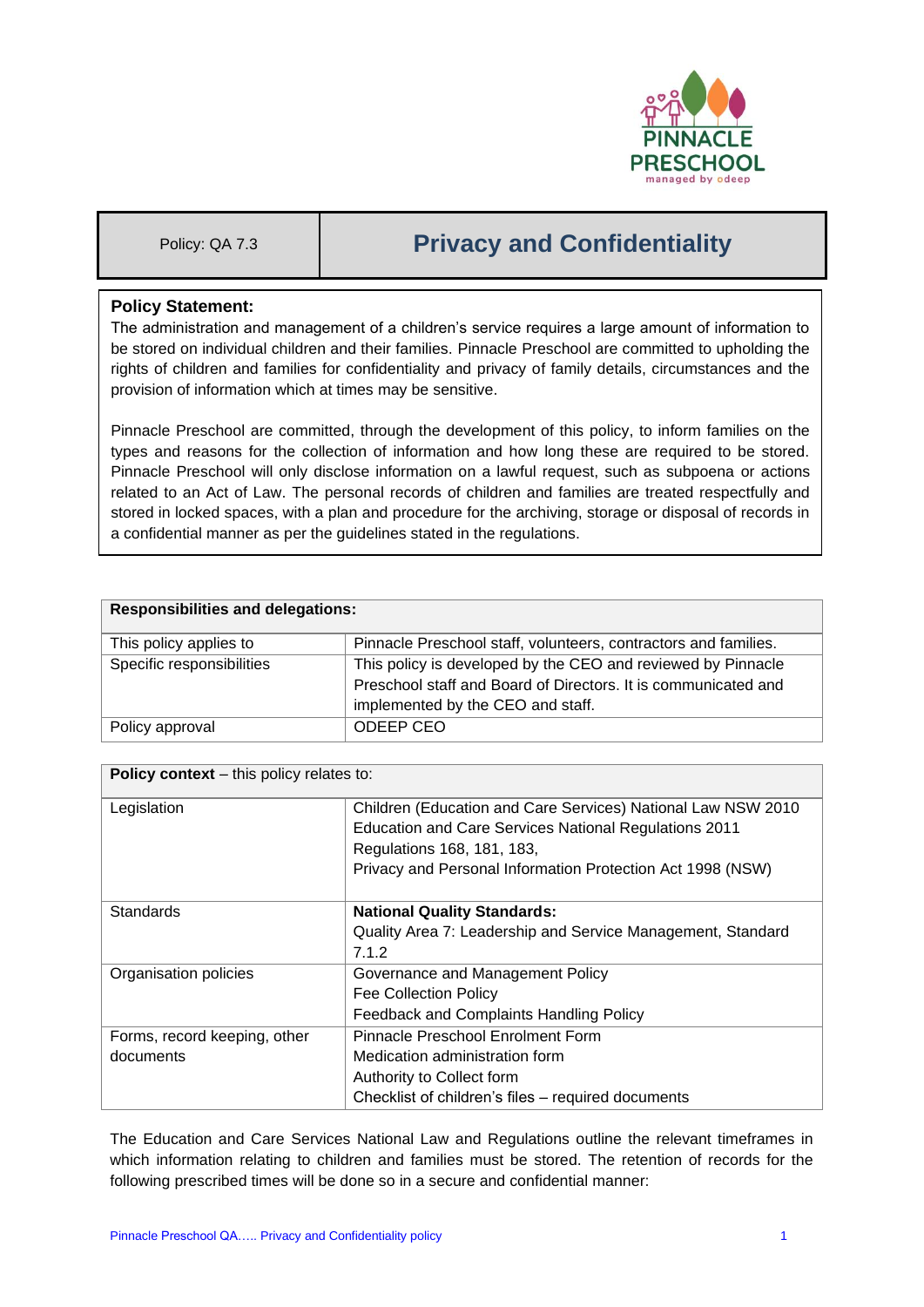| Policy: QA 7.3 | Privacy and Confidentiality |
|---|---|

**Policy Statement:**

The administration and management of a children's service requires a large amount of information to be stored on individual children and their families. Pinnacle Preschool are committed to upholding the rights of children and families for confidentiality and privacy of family details, circumstances and the provision of information which at times may be sensitive.

Pinnacle Preschool are committed, through the development of this policy, to inform families on the types and reasons for the collection of information and how long these are required to be stored. Pinnacle Preschool will only disclose information on a lawful request, such as subpoena or actions related to an Act of Law. The personal records of children and families are treated respectfully and stored in locked spaces, with a plan and procedure for the archiving, storage or disposal of records in a confidential manner as per the guidelines stated in the regulations.

| **Responsibilities and delegations:** | |
|---|---|
| This policy applies to | Pinnacle Preschool staff, volunteers, contractors and families. |
| Specific responsibilities | This policy is developed by the CEO and reviewed by Pinnacle Preschool staff and Board of Directors. It is communicated and implemented by the CEO and staff. |
| Policy approval | ODEEP CEO |

| **Policy context** – this policy relates to: | |
|---|---|
| Legislation | Children (Education and Care Services) National Law NSW 2010<br>Education and Care Services National Regulations 2011<br>Regulations 168, 181, 183,<br>Privacy and Personal Information Protection Act 1998 (NSW) |
| Standards | **National Quality Standards:**<br>Quality Area 7: Leadership and Service Management, Standard 7.1.2 |
| Organisation policies | Governance and Management Policy<br>Fee Collection Policy<br>Feedback and Complaints Handling Policy |
| Forms, record keeping, other documents | Pinnacle Preschool Enrolment Form<br>Medication administration form<br>Authority to Collect form<br>Checklist of children's files – required documents |

The Education and Care Services National Law and Regulations outline the relevant timeframes in which information relating to children and families must be stored. The retention of records for the following prescribed times will be done so in a secure and confidential manner: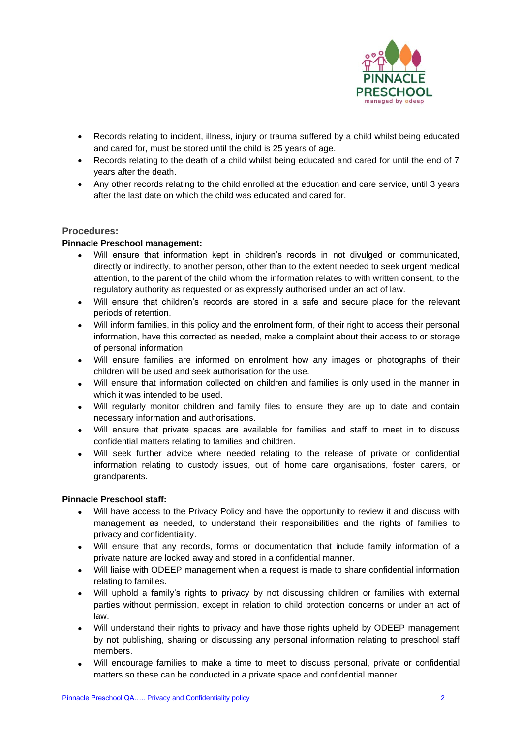- Records relating to incident, illness, injury or trauma suffered by a child whilst being educated and cared for, must be stored until the child is 25 years of age.
- Records relating to the death of a child whilst being educated and cared for until the end of 7 years after the death.
- Any other records relating to the child enrolled at the education and care service, until 3 years after the last date on which the child was educated and cared for.

## Procedures:

**Pinnacle Preschool management:**

- Will ensure that information kept in children's records in not divulged or communicated, directly or indirectly, to another person, other than to the extent needed to seek urgent medical attention, to the parent of the child whom the information relates to with written consent, to the regulatory authority as requested or as expressly authorised under an act of law.
- Will ensure that children's records are stored in a safe and secure place for the relevant periods of retention.
- Will inform families, in this policy and the enrolment form, of their right to access their personal information, have this corrected as needed, make a complaint about their access to or storage of personal information.
- Will ensure families are informed on enrolment how any images or photographs of their children will be used and seek authorisation for the use.
- Will ensure that information collected on children and families is only used in the manner in which it was intended to be used.
- Will regularly monitor children and family files to ensure they are up to date and contain necessary information and authorisations.
- Will ensure that private spaces are available for families and staff to meet in to discuss confidential matters relating to families and children.
- Will seek further advice where needed relating to the release of private or confidential information relating to custody issues, out of home care organisations, foster carers, or grandparents.

**Pinnacle Preschool staff:**

- Will have access to the Privacy Policy and have the opportunity to review it and discuss with management as needed, to understand their responsibilities and the rights of families to privacy and confidentiality.
- Will ensure that any records, forms or documentation that include family information of a private nature are locked away and stored in a confidential manner.
- Will liaise with ODEEP management when a request is made to share confidential information relating to families.
- Will uphold a family's rights to privacy by not discussing children or families with external parties without permission, except in relation to child protection concerns or under an act of law.
- Will understand their rights to privacy and have those rights upheld by ODEEP management by not publishing, sharing or discussing any personal information relating to preschool staff members.
- Will encourage families to make a time to meet to discuss personal, private or confidential matters so these can be conducted in a private space and confidential manner.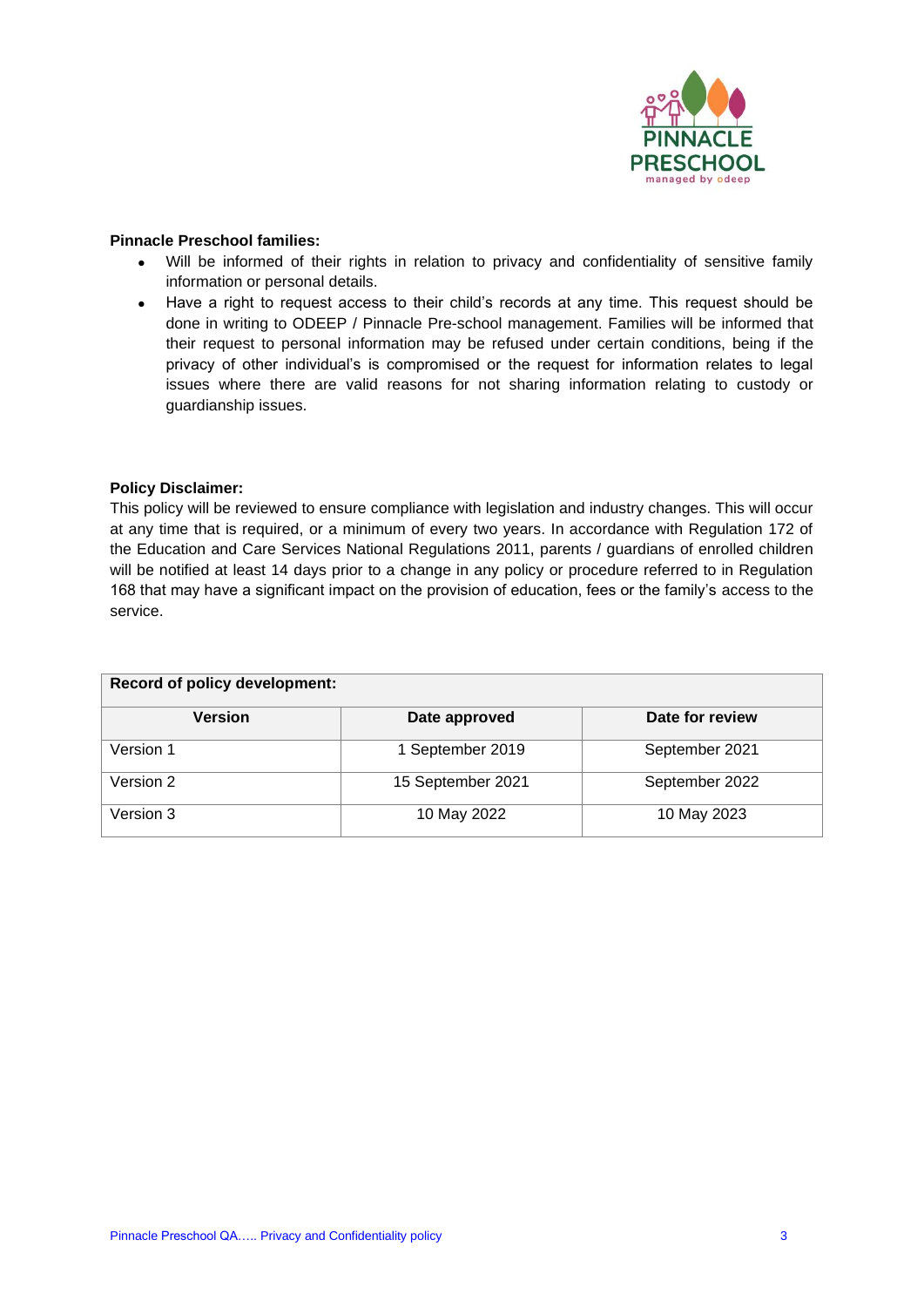**Pinnacle Preschool families:**

- Will be informed of their rights in relation to privacy and confidentiality of sensitive family information or personal details.
- Have a right to request access to their child's records at any time. This request should be done in writing to ODEEP / Pinnacle Pre-school management. Families will be informed that their request to personal information may be refused under certain conditions, being if the privacy of other individual's is compromised or the request for information relates to legal issues where there are valid reasons for not sharing information relating to custody or guardianship issues.

**Policy Disclaimer:**

This policy will be reviewed to ensure compliance with legislation and industry changes. This will occur at any time that is required, or a minimum of every two years. In accordance with Regulation 172 of the Education and Care Services National Regulations 2011, parents / guardians of enrolled children will be notified at least 14 days prior to a change in any policy or procedure referred to in Regulation 168 that may have a significant impact on the provision of education, fees or the family's access to the service.

| **Record of policy development:** | | |
|---|---|---|
| **Version** | **Date approved** | **Date for review** |
| Version 1 | 1 September 2019 | September 2021 |
| Version 2 | 15 September 2021 | September 2022 |
| Version 3 | 10 May 2022 | 10 May 2023 |